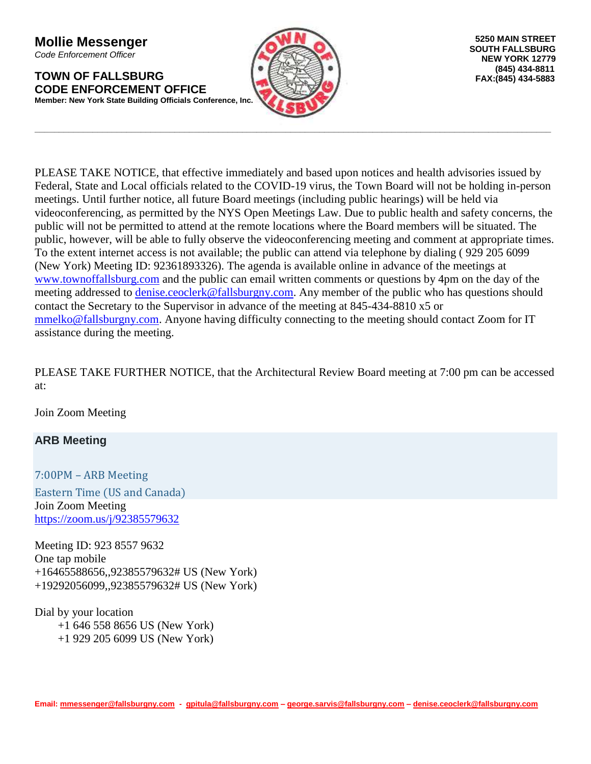**Mollie Messenger**
*Code Enforcement Officer*

**TOWN OF FALLSBURG**
**CODE ENFORCEMENT OFFICE**
**Member: New York State Building Officials Conference, Inc.**

**5250 MAIN STREET**
**SOUTH FALLSBURG**
**NEW YORK 12779**
**(845) 434-8811**
**FAX:(845) 434-5883**

---

PLEASE TAKE NOTICE, that effective immediately and based upon notices and health advisories issued by Federal, State and Local officials related to the COVID-19 virus, the Town Board will not be holding in-person meetings. Until further notice, all future Board meetings (including public hearings) will be held via videoconferencing, as permitted by the NYS Open Meetings Law. Due to public health and safety concerns, the public will not be permitted to attend at the remote locations where the Board members will be situated. The public, however, will be able to fully observe the videoconferencing meeting and comment at appropriate times. To the extent internet access is not available; the public can attend via telephone by dialing ( 929 205 6099 (New York) Meeting ID: 92361893326). The agenda is available online in advance of the meetings at www.townoffallsburg.com and the public can email written comments or questions by 4pm on the day of the meeting addressed to denise.ceoclerk@fallsburgny.com. Any member of the public who has questions should contact the Secretary to the Supervisor in advance of the meeting at 845-434-8810 x5 or mmelko@fallsburgny.com. Anyone having difficulty connecting to the meeting should contact Zoom for IT assistance during the meeting.

PLEASE TAKE FURTHER NOTICE, that the Architectural Review Board meeting at 7:00 pm can be accessed at:

Join Zoom Meeting

**ARB Meeting**

7:00PM – ARB Meeting
Eastern Time (US and Canada)
Join Zoom Meeting
https://zoom.us/j/92385579632

Meeting ID: 923 8557 9632
One tap mobile
+16465588656,,92385579632# US (New York)
+19292056099,,92385579632# US (New York)

Dial by your location
+1 646 558 8656 US (New York)
+1 929 205 6099 US (New York)

**Email: mmessenger@fallsburgny.com - gpitula@fallsburgny.com – george.sarvis@fallsburgny.com – denise.ceoclerk@fallsburgny.com**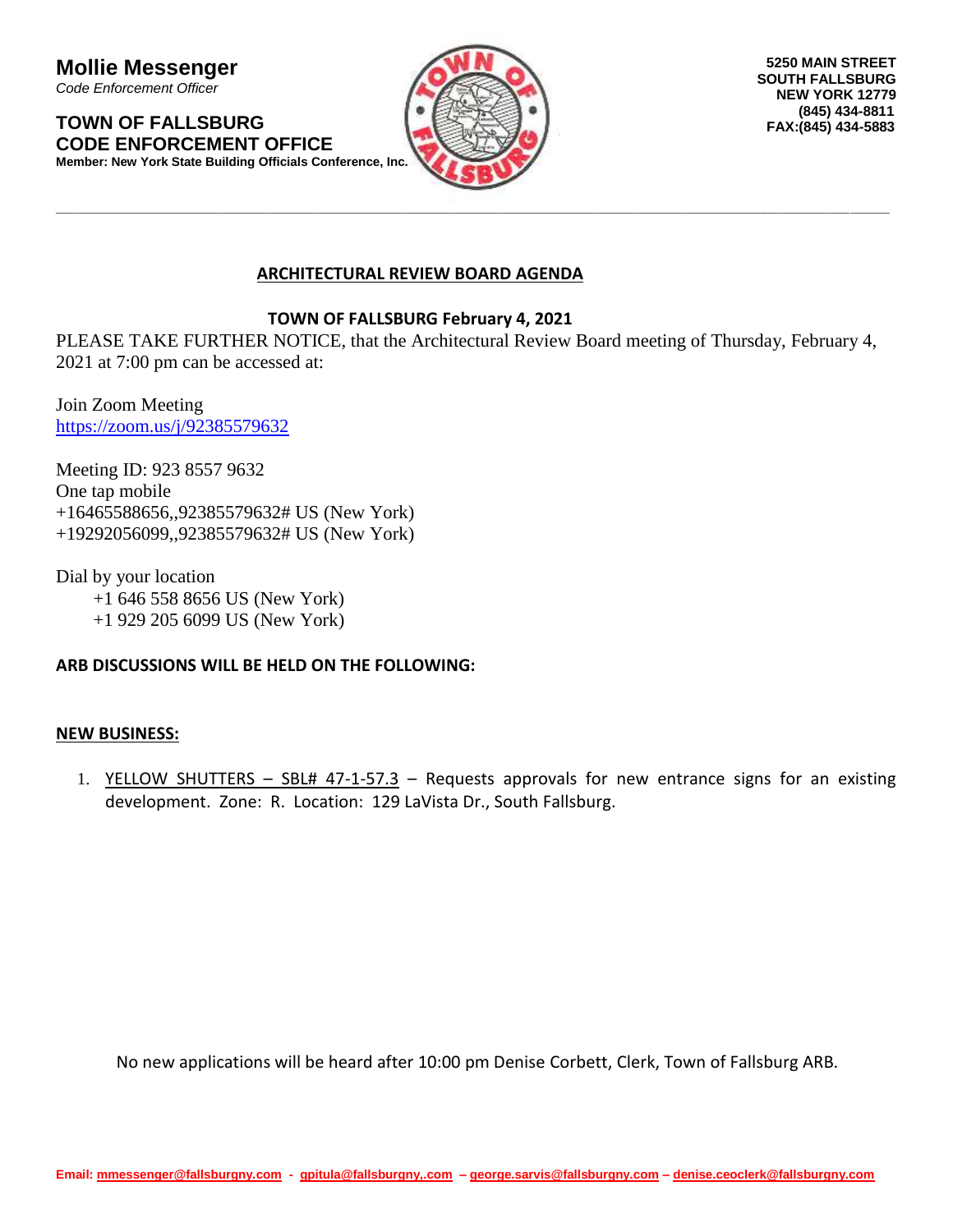**Mollie Messenger**
*Code Enforcement Officer*

**TOWN OF FALLSBURG**
**CODE ENFORCEMENT OFFICE**
**Member: New York State Building Officials Conference, Inc.**

**5250 MAIN STREET**
**SOUTH FALLSBURG**
**NEW YORK 12779**
**(845) 434-8811**
**FAX:(845) 434-5883**

---

## ARCHITECTURAL REVIEW BOARD AGENDA

### TOWN OF FALLSBURG February 4, 2021

PLEASE TAKE FURTHER NOTICE, that the Architectural Review Board meeting of Thursday, February 4, 2021 at 7:00 pm can be accessed at:

Join Zoom Meeting
https://zoom.us/j/92385579632

Meeting ID: 923 8557 9632
One tap mobile
+16465588656,,92385579632# US (New York)
+19292056099,,92385579632# US (New York)

Dial by your location
+1 646 558 8656 US (New York)
+1 929 205 6099 US (New York)

**ARB DISCUSSIONS WILL BE HELD ON THE FOLLOWING:**

**NEW BUSINESS:**

1. YELLOW SHUTTERS – SBL# 47-1-57.3 – Requests approvals for new entrance signs for an existing development. Zone: R. Location: 129 LaVista Dr., South Fallsburg.

No new applications will be heard after 10:00 pm Denise Corbett, Clerk, Town of Fallsburg ARB.

**Email: mmessenger@fallsburgny.com - gpitula@fallsburgny,.com – george.sarvis@fallsburgny.com – denise.ceoclerk@fallsburgny.com**